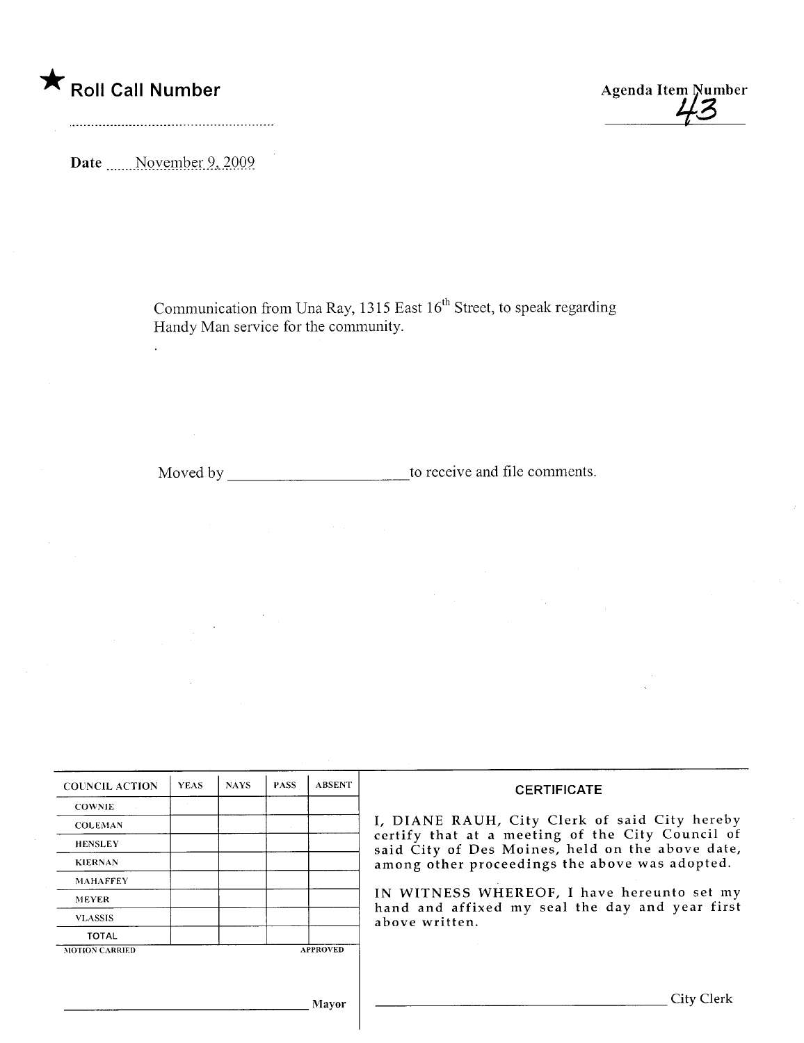★ **Roll Call Number**

..........................................................

**Agenda Item Number**

43

**Date** November 9, 2009

Communication from Una Ray, 1315 East 16th Street, to speak regarding Handy Man service for the community.

.

Moved by ______________________ to receive and file comments.

| COUNCIL ACTION | YEAS | NAYS | PASS | ABSENT |
|---|---|---|---|---|
| COWNIE | | | | |
| COLEMAN | | | | |
| HENSLEY | | | | |
| KIERNAN | | | | |
| MAHAFFEY | | | | |
| MEYER | | | | |
| VLASSIS | | | | |
| TOTAL | | | | |

MOTION CARRIED APPROVED

______________________________ Mayor

**CERTIFICATE**

I, DIANE RAUH, City Clerk of said City hereby certify that at a meeting of the City Council of said City of Des Moines, held on the above date, among other proceedings the above was adopted.

IN WITNESS WHEREOF, I have hereunto set my hand and affixed my seal the day and year first above written.

______________________________ City Clerk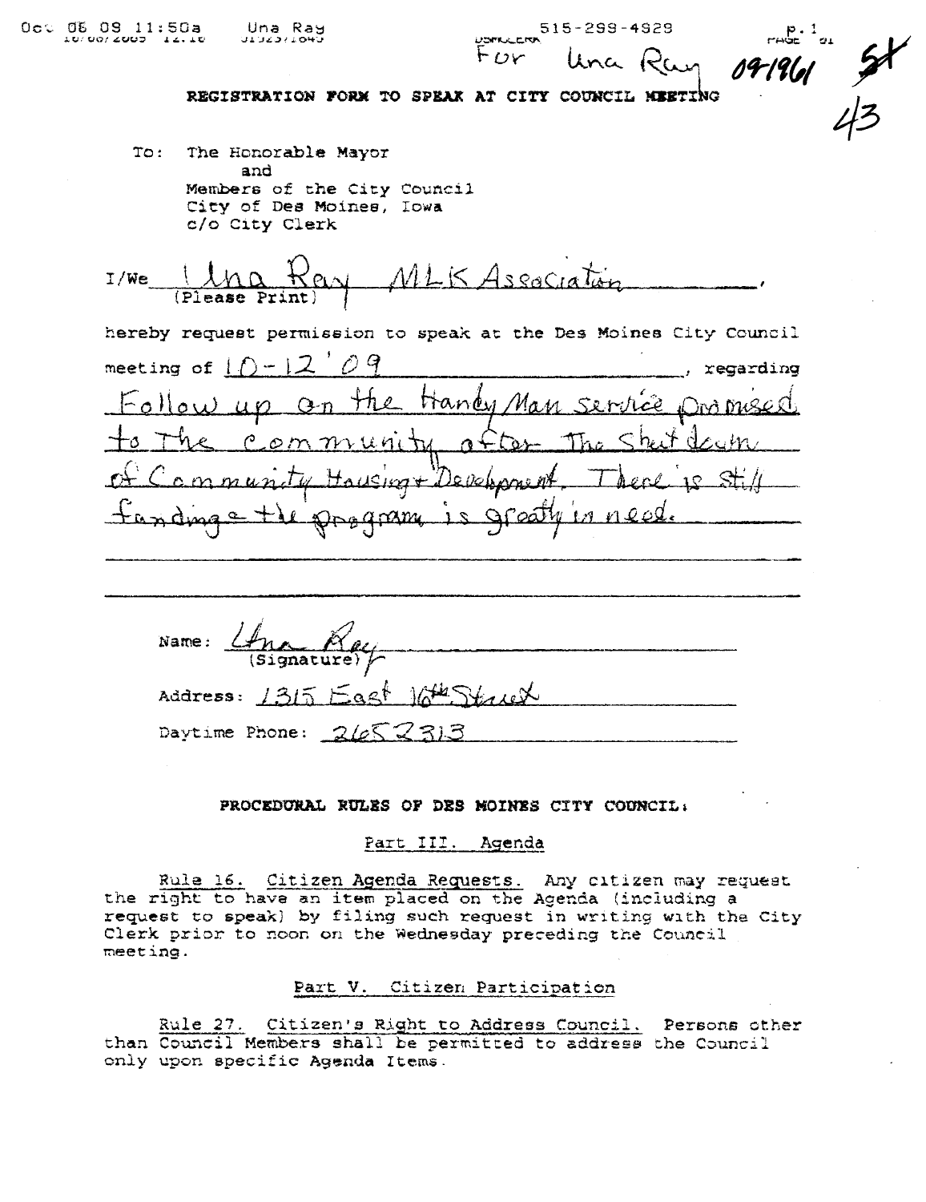For Una Ray 09-1961

# REGISTRATION FORM TO SPEAK AT CITY COUNCIL MEETING

To: The Honorable Mayor
and
Members of the City Council
City of Des Moines, Iowa
c/o City Clerk

I/We Una Ray MLK Association,
(Please Print)

hereby request permission to speak at the Des Moines City Council meeting of 10-12'09, regarding Follow up on the Handy Man service promised to The community after The Shut down of Community Housing + Development. There is still funding & the program is greatly in need.

Name: Una Ray
(Signature)

Address: 1315 East 16th Street

Daytime Phone: 2652313

## PROCEDURAL RULES OF DES MOINES CITY COUNCIL:

### Part III. Agenda

Rule 16. Citizen Agenda Requests. Any citizen may request the right to have an item placed on the Agenda (including a request to speak) by filing such request in writing with the City Clerk prior to noon on the Wednesday preceding the Council meeting.

### Part V. Citizen Participation

Rule 27. Citizen's Right to Address Council. Persons other than Council Members shall be permitted to address the Council only upon specific Agenda Items.